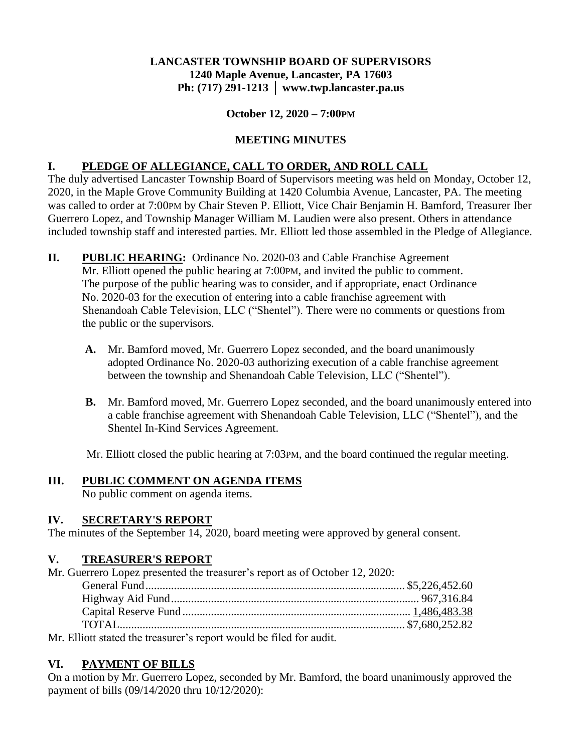**LANCASTER TOWNSHIP BOARD OF SUPERVISORS**
**1240 Maple Avenue, Lancaster, PA 17603**
**Ph: (717) 291-1213 │ www.twp.lancaster.pa.us**

**October 12, 2020 – 7:00PM**

**MEETING MINUTES**

## I. PLEDGE OF ALLEGIANCE, CALL TO ORDER, AND ROLL CALL

The duly advertised Lancaster Township Board of Supervisors meeting was held on Monday, October 12, 2020, in the Maple Grove Community Building at 1420 Columbia Avenue, Lancaster, PA. The meeting was called to order at 7:00PM by Chair Steven P. Elliott, Vice Chair Benjamin H. Bamford, Treasurer Iber Guerrero Lopez, and Township Manager William M. Laudien were also present. Others in attendance included township staff and interested parties. Mr. Elliott led those assembled in the Pledge of Allegiance.

## II. PUBLIC HEARING: Ordinance No. 2020-03 and Cable Franchise Agreement

Mr. Elliott opened the public hearing at 7:00PM, and invited the public to comment. The purpose of the public hearing was to consider, and if appropriate, enact Ordinance No. 2020-03 for the execution of entering into a cable franchise agreement with Shenandoah Cable Television, LLC ("Shentel"). There were no comments or questions from the public or the supervisors.

**A.** Mr. Bamford moved, Mr. Guerrero Lopez seconded, and the board unanimously adopted Ordinance No. 2020-03 authorizing execution of a cable franchise agreement between the township and Shenandoah Cable Television, LLC ("Shentel").

**B.** Mr. Bamford moved, Mr. Guerrero Lopez seconded, and the board unanimously entered into a cable franchise agreement with Shenandoah Cable Television, LLC ("Shentel"), and the Shentel In-Kind Services Agreement.

Mr. Elliott closed the public hearing at 7:03PM, and the board continued the regular meeting.

## III. PUBLIC COMMENT ON AGENDA ITEMS

No public comment on agenda items.

## IV. SECRETARY'S REPORT

The minutes of the September 14, 2020, board meeting were approved by general consent.

## V. TREASURER'S REPORT

Mr. Guerrero Lopez presented the treasurer's report as of October 12, 2020:

| | |
|---|---|
| General Fund | $5,226,452.60 |
| Highway Aid Fund | 967,316.84 |
| Capital Reserve Fund | 1,486,483.38 |
| TOTAL | $7,680,252.82 |

Mr. Elliott stated the treasurer's report would be filed for audit.

## VI. PAYMENT OF BILLS

On a motion by Mr. Guerrero Lopez, seconded by Mr. Bamford, the board unanimously approved the payment of bills (09/14/2020 thru 10/12/2020):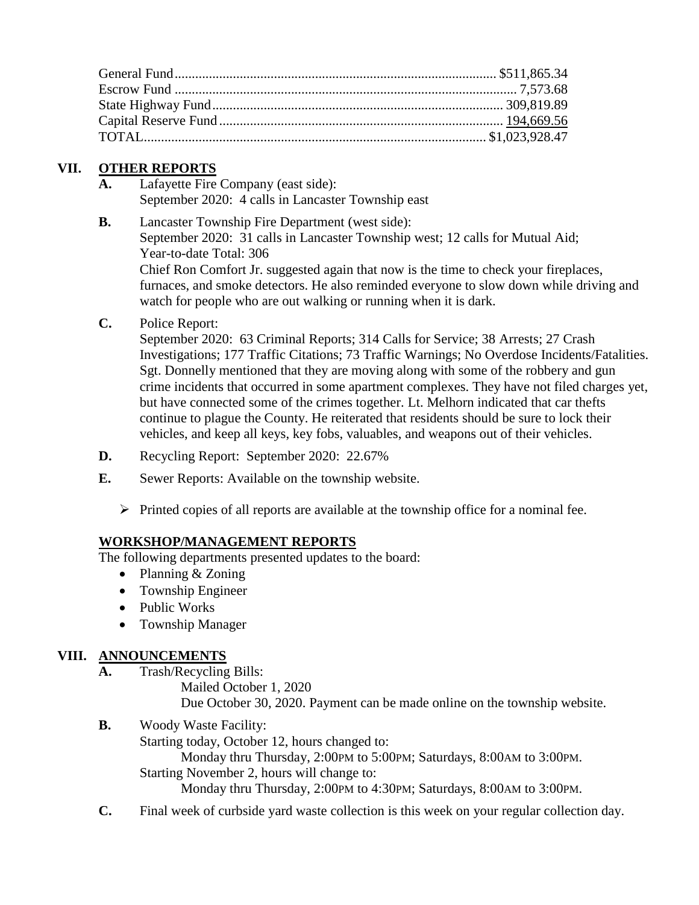| Fund | Amount |
|---|---|
| General Fund | $511,865.34 |
| Escrow Fund | 7,573.68 |
| State Highway Fund | 309,819.89 |
| Capital Reserve Fund | 194,669.56 |
| TOTAL | $1,023,928.47 |

## VII. OTHER REPORTS

**A.** Lafayette Fire Company (east side):
September 2020: 4 calls in Lancaster Township east

**B.** Lancaster Township Fire Department (west side):
September 2020: 31 calls in Lancaster Township west; 12 calls for Mutual Aid;
Year-to-date Total: 306
Chief Ron Comfort Jr. suggested again that now is the time to check your fireplaces, furnaces, and smoke detectors. He also reminded everyone to slow down while driving and watch for people who are out walking or running when it is dark.

**C.** Police Report:
September 2020: 63 Criminal Reports; 314 Calls for Service; 38 Arrests; 27 Crash Investigations; 177 Traffic Citations; 73 Traffic Warnings; No Overdose Incidents/Fatalities. Sgt. Donnelly mentioned that they are moving along with some of the robbery and gun crime incidents that occurred in some apartment complexes. They have not filed charges yet, but have connected some of the crimes together. Lt. Melhorn indicated that car thefts continue to plague the County. He reiterated that residents should be sure to lock their vehicles, and keep all keys, key fobs, valuables, and weapons out of their vehicles.

**D.** Recycling Report: September 2020: 22.67%

**E.** Sewer Reports: Available on the township website.

- ➢ Printed copies of all reports are available at the township office for a nominal fee.

### WORKSHOP/MANAGEMENT REPORTS

The following departments presented updates to the board:

- Planning & Zoning
- Township Engineer
- Public Works
- Township Manager

## VIII. ANNOUNCEMENTS

**A.** Trash/Recycling Bills:
Mailed October 1, 2020
Due October 30, 2020. Payment can be made online on the township website.

**B.** Woody Waste Facility:
Starting today, October 12, hours changed to:
Monday thru Thursday, 2:00PM to 5:00PM; Saturdays, 8:00AM to 3:00PM.
Starting November 2, hours will change to:
Monday thru Thursday, 2:00PM to 4:30PM; Saturdays, 8:00AM to 3:00PM.

**C.** Final week of curbside yard waste collection is this week on your regular collection day.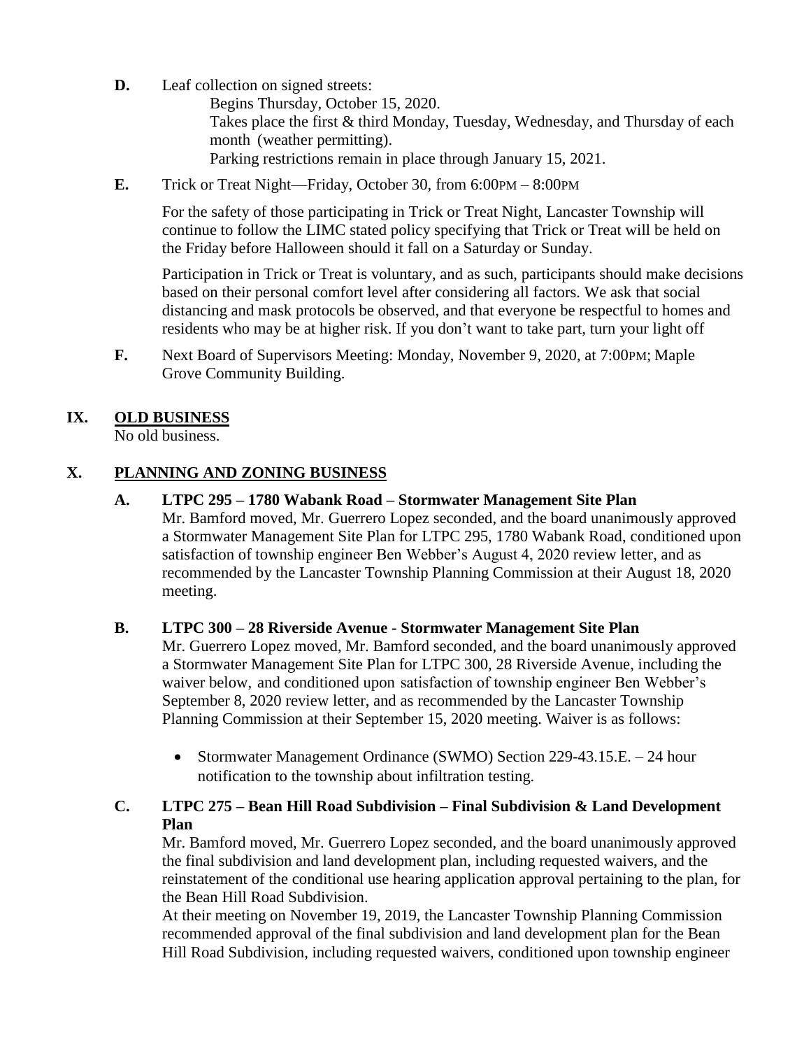**D.** Leaf collection on signed streets:

Begins Thursday, October 15, 2020.

Takes place the first & third Monday, Tuesday, Wednesday, and Thursday of each month (weather permitting).

Parking restrictions remain in place through January 15, 2021.

**E.** Trick or Treat Night—Friday, October 30, from 6:00PM – 8:00PM

For the safety of those participating in Trick or Treat Night, Lancaster Township will continue to follow the LIMC stated policy specifying that Trick or Treat will be held on the Friday before Halloween should it fall on a Saturday or Sunday.

Participation in Trick or Treat is voluntary, and as such, participants should make decisions based on their personal comfort level after considering all factors. We ask that social distancing and mask protocols be observed, and that everyone be respectful to homes and residents who may be at higher risk. If you don't want to take part, turn your light off

**F.** Next Board of Supervisors Meeting: Monday, November 9, 2020, at 7:00PM; Maple Grove Community Building.

## IX. OLD BUSINESS

No old business.

## X. PLANNING AND ZONING BUSINESS

### A. LTPC 295 – 1780 Wabank Road – Stormwater Management Site Plan

Mr. Bamford moved, Mr. Guerrero Lopez seconded, and the board unanimously approved a Stormwater Management Site Plan for LTPC 295, 1780 Wabank Road, conditioned upon satisfaction of township engineer Ben Webber's August 4, 2020 review letter, and as recommended by the Lancaster Township Planning Commission at their August 18, 2020 meeting.

### B. LTPC 300 – 28 Riverside Avenue - Stormwater Management Site Plan

Mr. Guerrero Lopez moved, Mr. Bamford seconded, and the board unanimously approved a Stormwater Management Site Plan for LTPC 300, 28 Riverside Avenue, including the waiver below, and conditioned upon satisfaction of township engineer Ben Webber's September 8, 2020 review letter, and as recommended by the Lancaster Township Planning Commission at their September 15, 2020 meeting. Waiver is as follows:

- Stormwater Management Ordinance (SWMO) Section 229-43.15.E. – 24 hour notification to the township about infiltration testing.

### C. LTPC 275 – Bean Hill Road Subdivision – Final Subdivision & Land Development Plan

Mr. Bamford moved, Mr. Guerrero Lopez seconded, and the board unanimously approved the final subdivision and land development plan, including requested waivers, and the reinstatement of the conditional use hearing application approval pertaining to the plan, for the Bean Hill Road Subdivision.

At their meeting on November 19, 2019, the Lancaster Township Planning Commission recommended approval of the final subdivision and land development plan for the Bean Hill Road Subdivision, including requested waivers, conditioned upon township engineer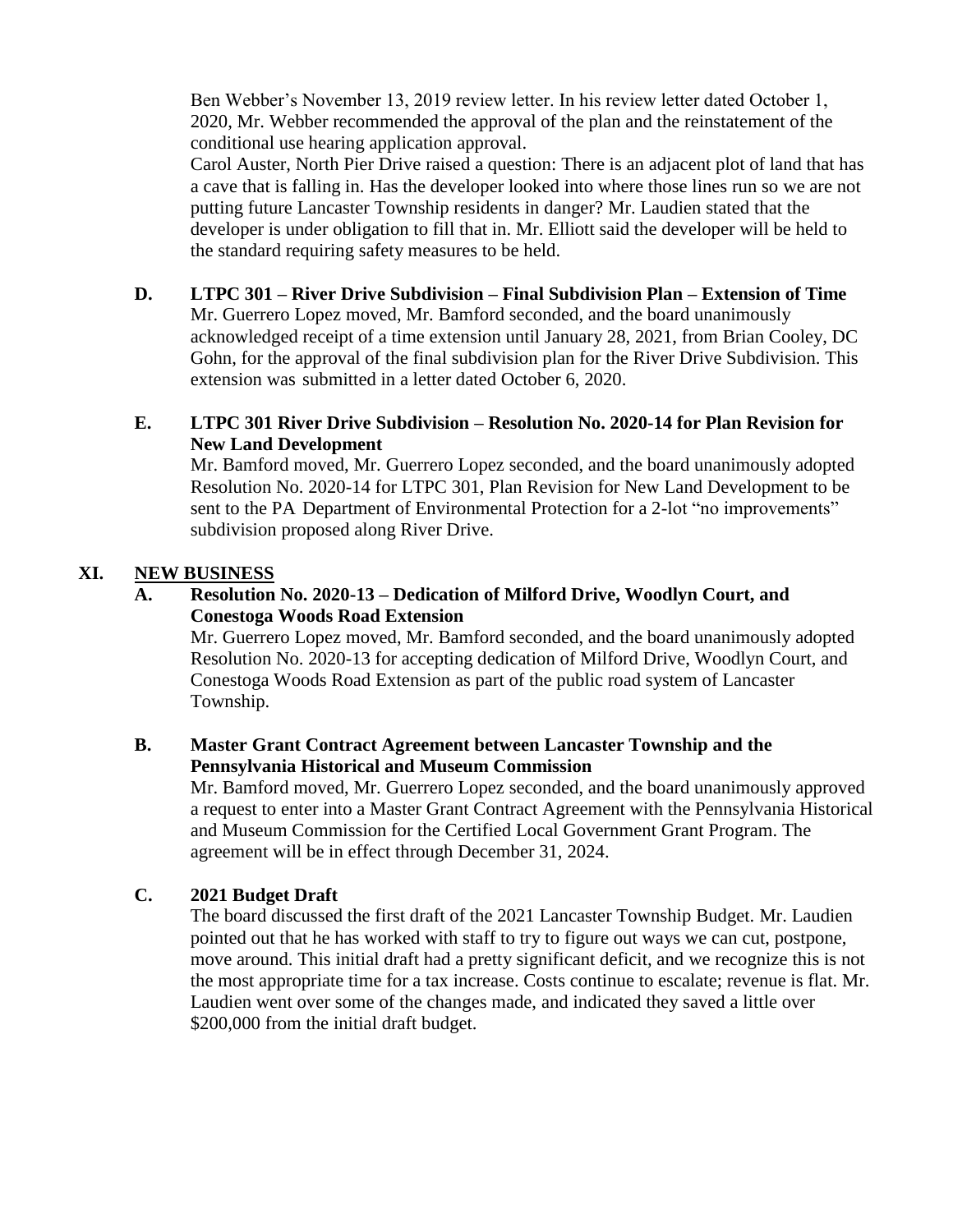Ben Webber's November 13, 2019 review letter. In his review letter dated October 1, 2020, Mr. Webber recommended the approval of the plan and the reinstatement of the conditional use hearing application approval.

Carol Auster, North Pier Drive raised a question: There is an adjacent plot of land that has a cave that is falling in. Has the developer looked into where those lines run so we are not putting future Lancaster Township residents in danger? Mr. Laudien stated that the developer is under obligation to fill that in. Mr. Elliott said the developer will be held to the standard requiring safety measures to be held.

**D. LTPC 301 – River Drive Subdivision – Final Subdivision Plan – Extension of Time**

Mr. Guerrero Lopez moved, Mr. Bamford seconded, and the board unanimously acknowledged receipt of a time extension until January 28, 2021, from Brian Cooley, DC Gohn, for the approval of the final subdivision plan for the River Drive Subdivision. This extension was submitted in a letter dated October 6, 2020.

**E. LTPC 301 River Drive Subdivision – Resolution No. 2020-14 for Plan Revision for New Land Development**

Mr. Bamford moved, Mr. Guerrero Lopez seconded, and the board unanimously adopted Resolution No. 2020-14 for LTPC 301, Plan Revision for New Land Development to be sent to the PA Department of Environmental Protection for a 2-lot "no improvements" subdivision proposed along River Drive.

## XI. NEW BUSINESS

**A. Resolution No. 2020-13 – Dedication of Milford Drive, Woodlyn Court, and Conestoga Woods Road Extension**

Mr. Guerrero Lopez moved, Mr. Bamford seconded, and the board unanimously adopted Resolution No. 2020-13 for accepting dedication of Milford Drive, Woodlyn Court, and Conestoga Woods Road Extension as part of the public road system of Lancaster Township.

**B. Master Grant Contract Agreement between Lancaster Township and the Pennsylvania Historical and Museum Commission**

Mr. Bamford moved, Mr. Guerrero Lopez seconded, and the board unanimously approved a request to enter into a Master Grant Contract Agreement with the Pennsylvania Historical and Museum Commission for the Certified Local Government Grant Program. The agreement will be in effect through December 31, 2024.

**C. 2021 Budget Draft**

The board discussed the first draft of the 2021 Lancaster Township Budget. Mr. Laudien pointed out that he has worked with staff to try to figure out ways we can cut, postpone, move around. This initial draft had a pretty significant deficit, and we recognize this is not the most appropriate time for a tax increase. Costs continue to escalate; revenue is flat. Mr. Laudien went over some of the changes made, and indicated they saved a little over $200,000 from the initial draft budget.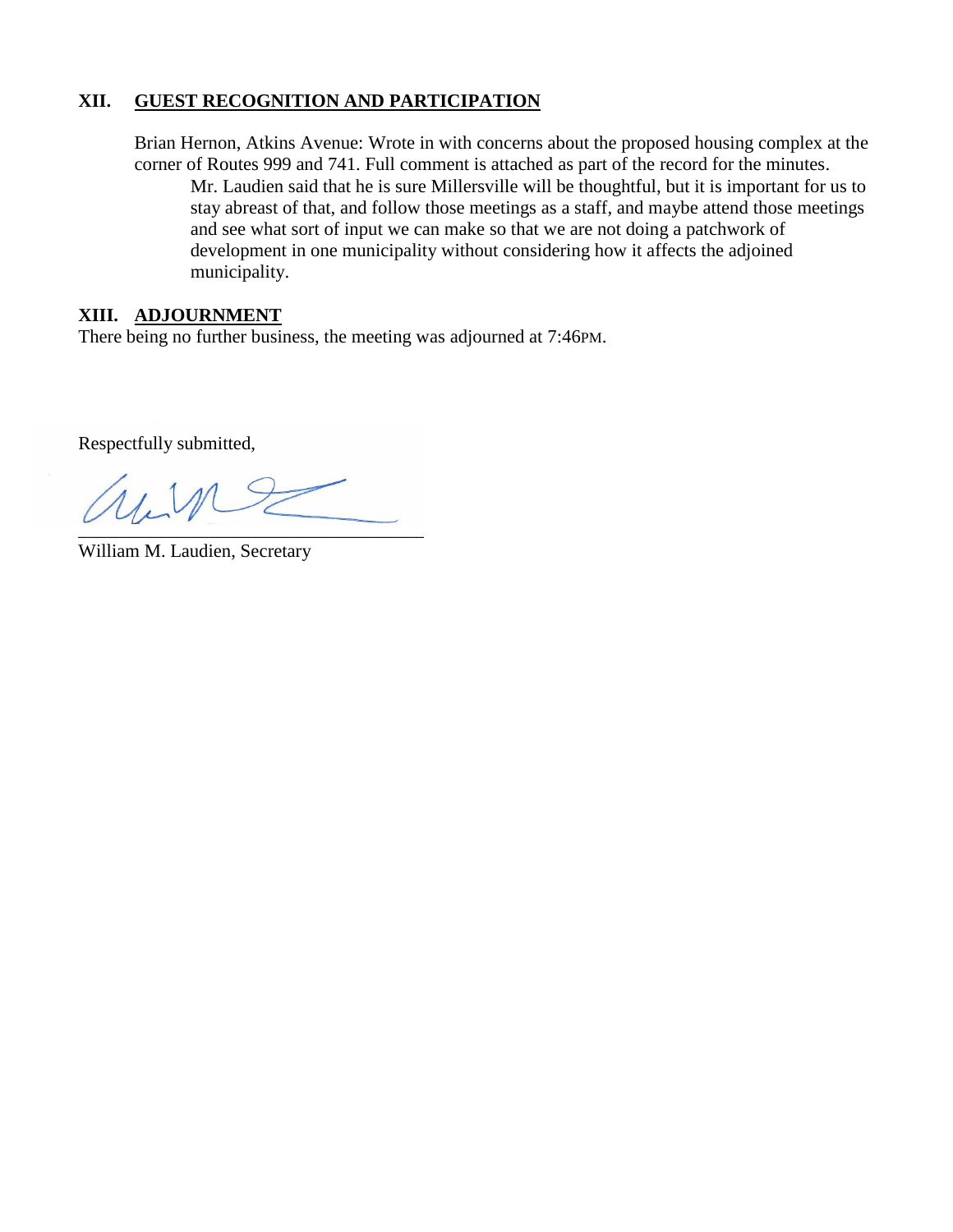## XII. GUEST RECOGNITION AND PARTICIPATION

Brian Hernon, Atkins Avenue: Wrote in with concerns about the proposed housing complex at the corner of Routes 999 and 741. Full comment is attached as part of the record for the minutes.

Mr. Laudien said that he is sure Millersville will be thoughtful, but it is important for us to stay abreast of that, and follow those meetings as a staff, and maybe attend those meetings and see what sort of input we can make so that we are not doing a patchwork of development in one municipality without considering how it affects the adjoined municipality.

## XIII. ADJOURNMENT

There being no further business, the meeting was adjourned at 7:46PM.

Respectfully submitted,

\_\_\_\_\_\_\_\_\_\_\_\_\_\_\_\_\_\_\_\_\_\_\_\_\_\_\_\_\_\_\_\_\_\_\_\_\_\_

William M. Laudien, Secretary